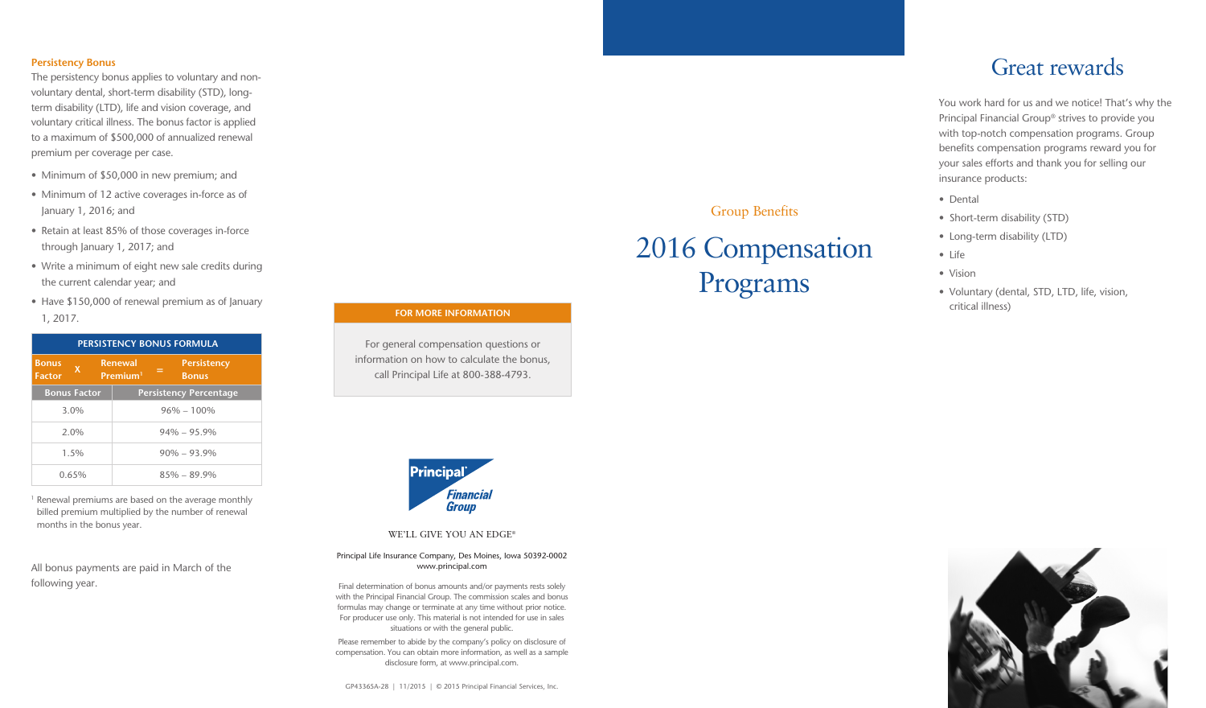### Persistency Bonus

The persistency bonus applies to voluntary and non-voluntary dental, short-term disability (STD), long-term disability (LTD), life and vision coverage, and voluntary critical illness. The bonus factor is applied to a maximum of $500,000 of annualized renewal premium per coverage per case.

- Minimum of $50,000 in new premium; and
- Minimum of 12 active coverages in-force as of January 1, 2016; and
- Retain at least 85% of those coverages in-force through January 1, 2017; and
- Write a minimum of eight new sale credits during the current calendar year; and
- Have $150,000 of renewal premium as of January 1, 2017.

**PERSISTENCY BONUS FORMULA**

Bonus Factor X Renewal Premium[1] = Persistency Bonus

| Bonus Factor | Persistency Percentage |
|---|---|
| 3.0% | 96% – 100% |
| 2.0% | 94% – 95.9% |
| 1.5% | 90% – 93.9% |
| 0.65% | 85% – 89.9% |

[1] Renewal premiums are based on the average monthly billed premium multiplied by the number of renewal months in the bonus year.

All bonus payments are paid in March of the following year.

**FOR MORE INFORMATION**

For general compensation questions or information on how to calculate the bonus, call Principal Life at 800-388-4793.

Principal Financial Group

WE'LL GIVE YOU AN EDGE®

Principal Life Insurance Company, Des Moines, Iowa 50392-0002
www.principal.com

Final determination of bonus amounts and/or payments rests solely with the Principal Financial Group. The commission scales and bonus formulas may change or terminate at any time without prior notice. For producer use only. This material is not intended for use in sales situations or with the general public.

Please remember to abide by the company's policy on disclosure of compensation. You can obtain more information, as well as a sample disclosure form, at www.principal.com.

GP43365A-28 | 11/2015 | © 2015 Principal Financial Services, Inc.

Group Benefits

# 2016 Compensation Programs

## Great rewards

You work hard for us and we notice! That's why the Principal Financial Group® strives to provide you with top-notch compensation programs. Group benefits compensation programs reward you for your sales efforts and thank you for selling our insurance products:

- Dental
- Short-term disability (STD)
- Long-term disability (LTD)
- Life
- Vision
- Voluntary (dental, STD, LTD, life, vision, critical illness)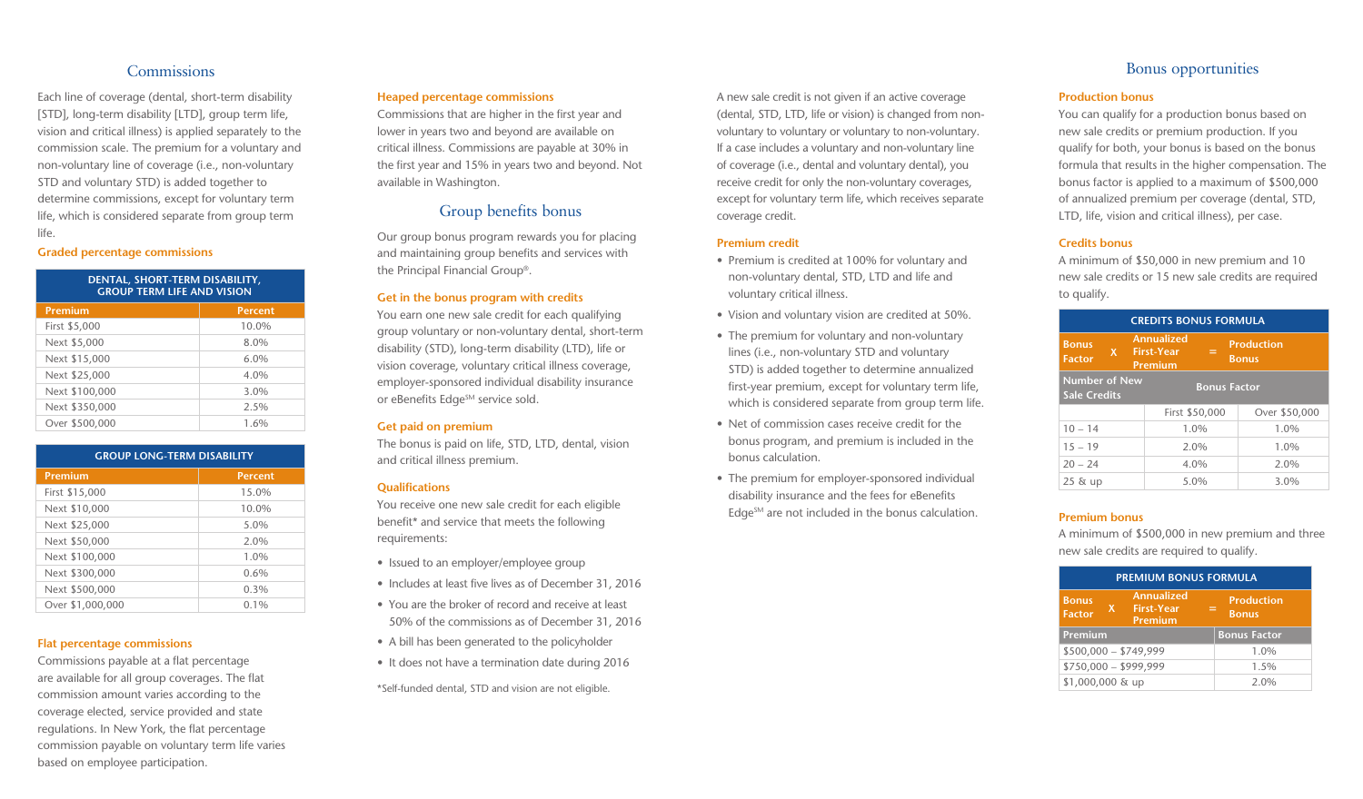## Commissions

Each line of coverage (dental, short-term disability [STD], long-term disability [LTD], group term life, vision and critical illness) is applied separately to the commission scale. The premium for a voluntary and non-voluntary line of coverage (i.e., non-voluntary STD and voluntary STD) is added together to determine commissions, except for voluntary term life, which is considered separate from group term life.

### Graded percentage commissions

| DENTAL, SHORT-TERM DISABILITY, GROUP TERM LIFE AND VISION | |
|---|---|
| **Premium** | **Percent** |
| First $5,000 | 10.0% |
| Next $5,000 | 8.0% |
| Next $15,000 | 6.0% |
| Next $25,000 | 4.0% |
| Next $100,000 | 3.0% |
| Next $350,000 | 2.5% |
| Over $500,000 | 1.6% |

| GROUP LONG-TERM DISABILITY | |
|---|---|
| **Premium** | **Percent** |
| First $15,000 | 15.0% |
| Next $10,000 | 10.0% |
| Next $25,000 | 5.0% |
| Next $50,000 | 2.0% |
| Next $100,000 | 1.0% |
| Next $300,000 | 0.6% |
| Next $500,000 | 0.3% |
| Over $1,000,000 | 0.1% |

### Flat percentage commissions

Commissions payable at a flat percentage are available for all group coverages. The flat commission amount varies according to the coverage elected, service provided and state regulations. In New York, the flat percentage commission payable on voluntary term life varies based on employee participation.

### Heaped percentage commissions

Commissions that are higher in the first year and lower in years two and beyond are available on critical illness. Commissions are payable at 30% in the first year and 15% in years two and beyond. Not available in Washington.

## Group benefits bonus

Our group bonus program rewards you for placing and maintaining group benefits and services with the Principal Financial Group®.

### Get in the bonus program with credits

You earn one new sale credit for each qualifying group voluntary or non-voluntary dental, short-term disability (STD), long-term disability (LTD), life or vision coverage, voluntary critical illness coverage, employer-sponsored individual disability insurance or eBenefits Edge℠ service sold.

### Get paid on premium

The bonus is paid on life, STD, LTD, dental, vision and critical illness premium.

### Qualifications

You receive one new sale credit for each eligible benefit* and service that meets the following requirements:

- Issued to an employer/employee group
- Includes at least five lives as of December 31, 2016
- You are the broker of record and receive at least 50% of the commissions as of December 31, 2016
- A bill has been generated to the policyholder
- It does not have a termination date during 2016

*Self-funded dental, STD and vision are not eligible.

A new sale credit is not given if an active coverage (dental, STD, LTD, life or vision) is changed from non-voluntary to voluntary or voluntary to non-voluntary. If a case includes a voluntary and non-voluntary line of coverage (i.e., dental and voluntary dental), you receive credit for only the non-voluntary coverages, except for voluntary term life, which receives separate coverage credit.

### Premium credit

- Premium is credited at 100% for voluntary and non-voluntary dental, STD, LTD and life and voluntary critical illness.
- Vision and voluntary vision are credited at 50%.
- The premium for voluntary and non-voluntary lines (i.e., non-voluntary STD and voluntary STD) is added together to determine annualized first-year premium, except for voluntary term life, which is considered separate from group term life.
- Net of commission cases receive credit for the bonus program, and premium is included in the bonus calculation.
- The premium for employer-sponsored individual disability insurance and the fees for eBenefits Edge℠ are not included in the bonus calculation.

## Bonus opportunities

### Production bonus

You can qualify for a production bonus based on new sale credits or premium production. If you qualify for both, your bonus is based on the bonus formula that results in the higher compensation. The bonus factor is applied to a maximum of $500,000 of annualized premium per coverage (dental, STD, LTD, life, vision and critical illness), per case.

### Credits bonus

A minimum of $50,000 in new premium and 10 new sale credits or 15 new sale credits are required to qualify.

**CREDITS BONUS FORMULA**

Bonus Factor x Annualized First-Year Premium = Production Bonus

| Number of New Sale Credits | Bonus Factor | |
|---|---|---|
| | First $50,000 | Over $50,000 |
| 10 – 14 | 1.0% | 1.0% |
| 15 – 19 | 2.0% | 1.0% |
| 20 – 24 | 4.0% | 2.0% |
| 25 & up | 5.0% | 3.0% |

### Premium bonus

A minimum of $500,000 in new premium and three new sale credits are required to qualify.

**PREMIUM BONUS FORMULA**

Bonus Factor x Annualized First-Year Premium = Production Bonus

| Premium | Bonus Factor |
|---|---|
| $500,000 – $749,999 | 1.0% |
| $750,000 – $999,999 | 1.5% |
| $1,000,000 & up | 2.0% |